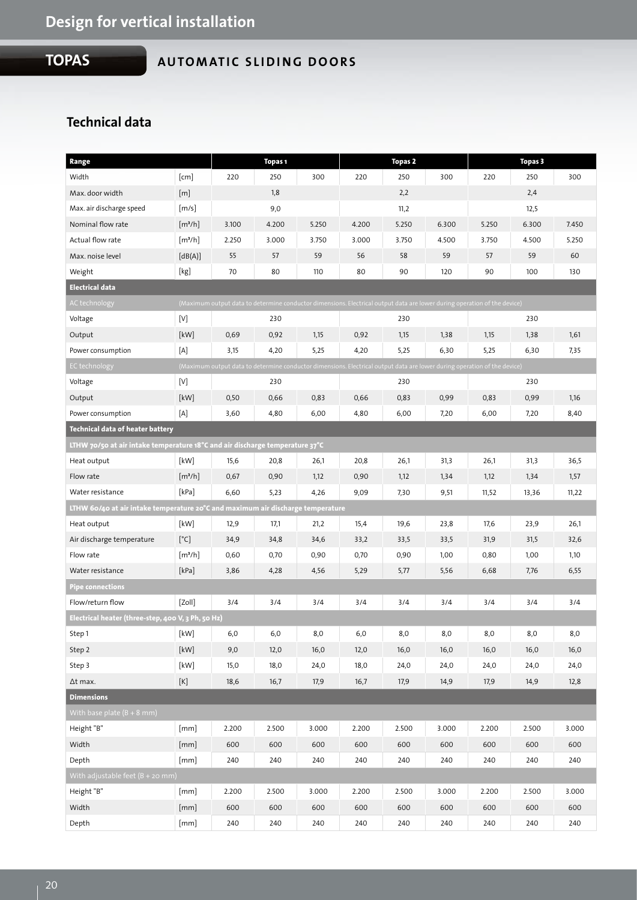# Design for vertical installation

## TOPAS

### AUTOMATIC SLIDING DOORS

## Technical data

| Range | | Topas 1 | | | Topas 2 | | | Topas 3 | | |
|---|---|---|---|---|---|---|---|---|---|---|
| Width | [cm] | 220 | 250 | 300 | 220 | 250 | 300 | 220 | 250 | 300 |
| Max. door width | [m] | 1,8 | | | 2,2 | | | 2,4 | | |
| Max. air discharge speed | [m/s] | 9,0 | | | 11,2 | | | 12,5 | | |
| Nominal flow rate | [m³/h] | 3.100 | 4.200 | 5.250 | 4.200 | 5.250 | 6.300 | 5.250 | 6.300 | 7.450 |
| Actual flow rate | [m³/h] | 2.250 | 3.000 | 3.750 | 3.000 | 3.750 | 4.500 | 3.750 | 4.500 | 5.250 |
| Max. noise level | [dB(A)] | 55 | 57 | 59 | 56 | 58 | 59 | 57 | 59 | 60 |
| Weight | [kg] | 70 | 80 | 110 | 80 | 90 | 120 | 90 | 100 | 130 |
| **Electrical data** | | | | | | | | | | |
| AC technology | | (Maximum output data to determine conductor dimensions. Electrical output data are lower during operation of the device) | | | | | | | | |
| Voltage | [V] | 230 | | | 230 | | | 230 | | |
| Output | [kW] | 0,69 | 0,92 | 1,15 | 0,92 | 1,15 | 1,38 | 1,15 | 1,38 | 1,61 |
| Power consumption | [A] | 3,15 | 4,20 | 5,25 | 4,20 | 5,25 | 6,30 | 5,25 | 6,30 | 7,35 |
| EC technology | | (Maximum output data to determine conductor dimensions. Electrical output data are lower during operation of the device) | | | | | | | | |
| Voltage | [V] | 230 | | | 230 | | | 230 | | |
| Output | [kW] | 0,50 | 0,66 | 0,83 | 0,66 | 0,83 | 0,99 | 0,83 | 0,99 | 1,16 |
| Power consumption | [A] | 3,60 | 4,80 | 6,00 | 4,80 | 6,00 | 7,20 | 6,00 | 7,20 | 8,40 |
| **Technical data of heater battery** | | | | | | | | | | |
| LTHW 70/50 at air intake temperature 18°C and air discharge temperature 37°C | | | | | | | | | | |
| Heat output | [kW] | 15,6 | 20,8 | 26,1 | 20,8 | 26,1 | 31,3 | 26,1 | 31,3 | 36,5 |
| Flow rate | [m³/h] | 0,67 | 0,90 | 1,12 | 0,90 | 1,12 | 1,34 | 1,12 | 1,34 | 1,57 |
| Water resistance | [kPa] | 6,60 | 5,23 | 4,26 | 9,09 | 7,30 | 9,51 | 11,52 | 13,36 | 11,22 |
| LTHW 60/40 at air intake temperature 20°C and maximum air discharge temperature | | | | | | | | | | |
| Heat output | [kW] | 12,9 | 17,1 | 21,2 | 15,4 | 19,6 | 23,8 | 17,6 | 23,9 | 26,1 |
| Air discharge temperature | [°C] | 34,9 | 34,8 | 34,6 | 33,2 | 33,5 | 33,5 | 31,9 | 31,5 | 32,6 |
| Flow rate | [m³/h] | 0,60 | 0,70 | 0,90 | 0,70 | 0,90 | 1,00 | 0,80 | 1,00 | 1,10 |
| Water resistance | [kPa] | 3,86 | 4,28 | 4,56 | 5,29 | 5,77 | 5,56 | 6,68 | 7,76 | 6,55 |
| **Pipe connections** | | | | | | | | | | |
| Flow/return flow | [Zoll] | 3/4 | 3/4 | 3/4 | 3/4 | 3/4 | 3/4 | 3/4 | 3/4 | 3/4 |
| Electrical heater (three-step, 400 V, 3 Ph, 50 Hz) | | | | | | | | | | |
| Step 1 | [kW] | 6,0 | 6,0 | 8,0 | 6,0 | 8,0 | 8,0 | 8,0 | 8,0 | 8,0 |
| Step 2 | [kW] | 9,0 | 12,0 | 16,0 | 12,0 | 16,0 | 16,0 | 16,0 | 16,0 | 16,0 |
| Step 3 | [kW] | 15,0 | 18,0 | 24,0 | 18,0 | 24,0 | 24,0 | 24,0 | 24,0 | 24,0 |
| Δt max. | [K] | 18,6 | 16,7 | 17,9 | 16,7 | 17,9 | 14,9 | 17,9 | 14,9 | 12,8 |
| **Dimensions** | | | | | | | | | | |
| With base plate (B + 8 mm) | | | | | | | | | | |
| Height "B" | [mm] | 2.200 | 2.500 | 3.000 | 2.200 | 2.500 | 3.000 | 2.200 | 2.500 | 3.000 |
| Width | [mm] | 600 | 600 | 600 | 600 | 600 | 600 | 600 | 600 | 600 |
| Depth | [mm] | 240 | 240 | 240 | 240 | 240 | 240 | 240 | 240 | 240 |
| With adjustable feet (B + 20 mm) | | | | | | | | | | |
| Height "B" | [mm] | 2.200 | 2.500 | 3.000 | 2.200 | 2.500 | 3.000 | 2.200 | 2.500 | 3.000 |
| Width | [mm] | 600 | 600 | 600 | 600 | 600 | 600 | 600 | 600 | 600 |
| Depth | [mm] | 240 | 240 | 240 | 240 | 240 | 240 | 240 | 240 | 240 |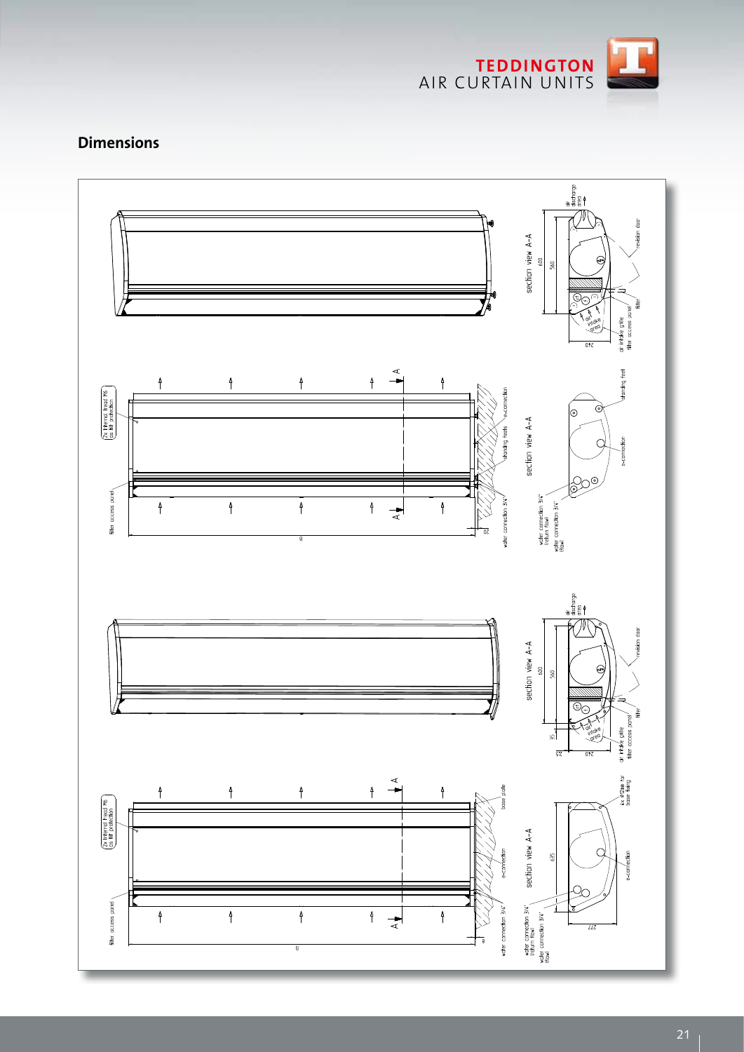## Dimensions

section view A-A

600

560

240

air discharge area

revision door

filter

filter access panel

air intake grille

air intake area

2x internal thread M6 as tilt protection

filter access panel

B

28

e-connection

standing feets

water connection 3/4"

section view A-A

standing feet

e-connection

water connection 3/4" (return flow)

water connection 3/4" (flow)

section view A-A

600

560

35

25

240

air discharge area

revision door

filter

filter access panel

air intake grille

air intake area

2x internal thread M6 as tilt protection

filter access panel

B

8

base plate

e-connection

water connection 3/4"

section view A-A

635

277

4x Ø12mm for base fixing

e-connection

water connection 3/4" (return flow)

water connection 3/4" (flow)